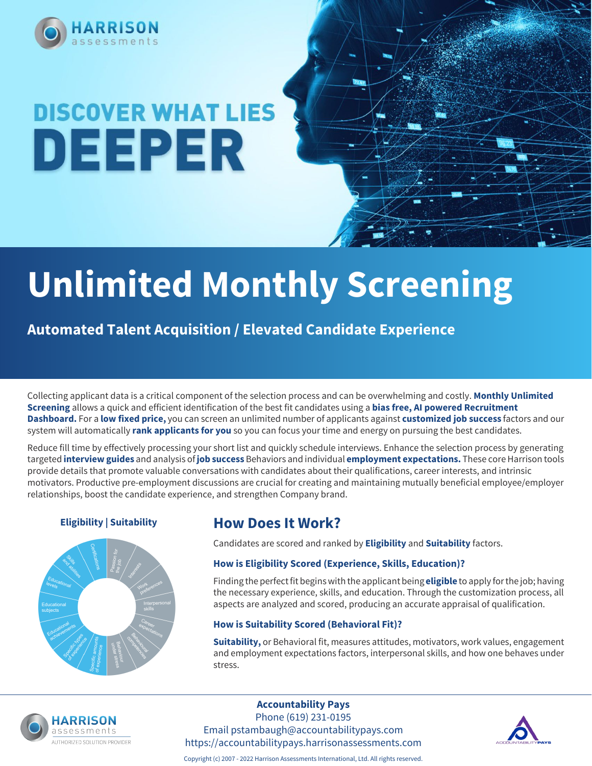HARRISON assessments

# DISCOVER WHAT LIES DEEPER

# Unlimited Monthly Screening

## Automated Talent Acquisition / Elevated Candidate Experience

Collecting applicant data is a critical component of the selection process and can be overwhelming and costly. **Monthly Unlimited Screening** allows a quick and efficient identification of the best fit candidates using a **bias free, AI powered Recruitment Dashboard.** For a **low fixed price,** you can screen an unlimited number of applicants against **customized job success** factors and our system will automatically **rank applicants for you** so you can focus your time and energy on pursuing the best candidates.

Reduce fill time by effectively processing your short list and quickly schedule interviews. Enhance the selection process by generating targeted **interview guides** and analysis of **job success** Behaviors and individual **employment expectations.** These core Harrison tools provide details that promote valuable conversations with candidates about their qualifications, career interests, and intrinsic motivators. Productive pre-employment discussions are crucial for creating and maintaining mutually beneficial employee/employer relationships, boost the candidate experience, and strengthen Company brand.

**Eligibility | Suitability**

Certifications, Passion for the job, Interests, Work preferences, Interpersonal skills, Career expectations, Behavioral competencies, Behaviour under stress, Specific amounts of experience, Specific types of experience, Educational achievements, Educational subjects, Educational levels, Skills and abilities

## How Does It Work?

Candidates are scored and ranked by **Eligibility** and **Suitability** factors.

### How is Eligibility Scored (Experience, Skills, Education)?

Finding the perfect fit begins with the applicant being **eligible** to apply for the job; having the necessary experience, skills, and education. Through the customization process, all aspects are analyzed and scored, producing an accurate appraisal of qualification.

### How is Suitability Scored (Behavioral Fit)?

**Suitability,** or Behavioral fit, measures attitudes, motivators, work values, engagement and employment expectations factors, interpersonal skills, and how one behaves under stress.

HARRISON assessments AUTHORIZED SOLUTION PROVIDER

**Accountability Pays**
Phone (619) 231-0195
Email pstambaugh@accountabilitypays.com
https://accountabilitypays.harrisonassessments.com

ACCOUNTABILITYPAYS

Copyright (c) 2007 - 2022 Harrison Assessments International, Ltd. All rights reserved.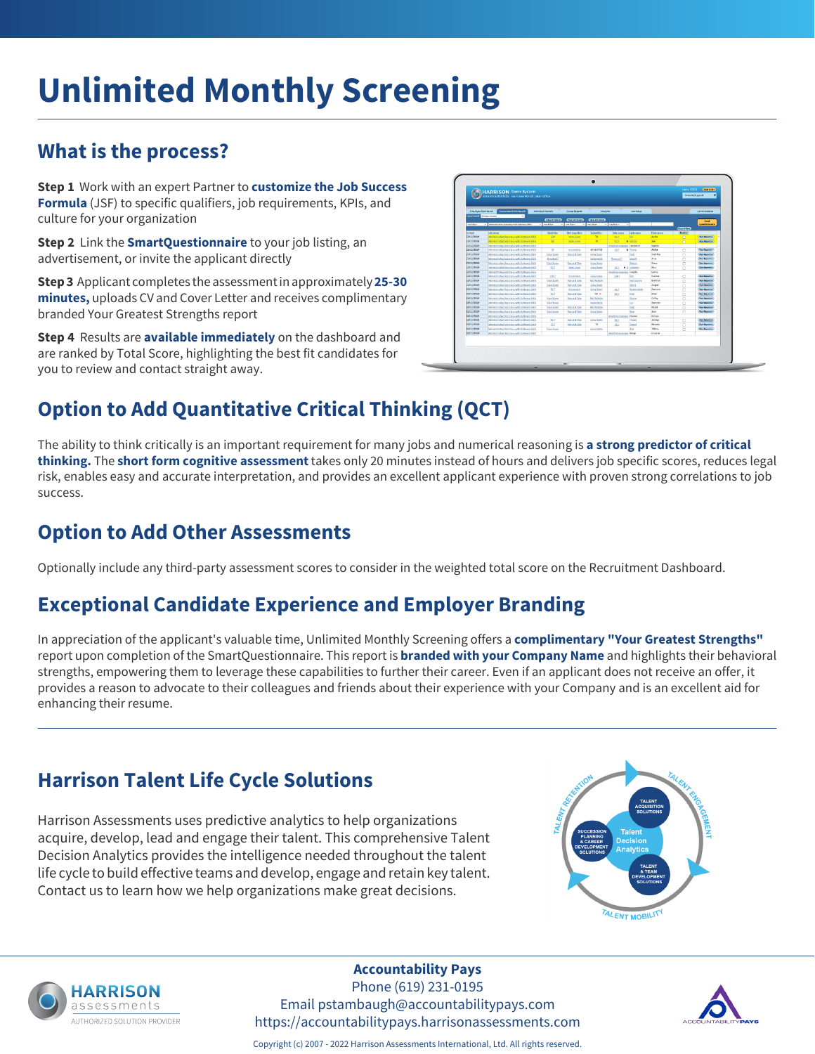# Unlimited Monthly Screening

## What is the process?

**Step 1** Work with an expert Partner to **customize the Job Success Formula** (JSF) to specific qualifiers, job requirements, KPIs, and culture for your organization

**Step 2** Link the **SmartQuestionnaire** to your job listing, an advertisement, or invite the applicant directly

**Step 3** Applicant completes the assessment in approximately **25-30 minutes,** uploads CV and Cover Letter and receives complimentary branded Your Greatest Strengths report

**Step 4** Results are **available immediately** on the dashboard and are ranked by Total Score, highlighting the best fit candidates for you to review and contact straight away.

## Option to Add Quantitative Critical Thinking (QCT)

The ability to think critically is an important requirement for many jobs and numerical reasoning is **a strong predictor of critical thinking.** The **short form cognitive assessment** takes only 20 minutes instead of hours and delivers job specific scores, reduces legal risk, enables easy and accurate interpretation, and provides an excellent applicant experience with proven strong correlations to job success.

## Option to Add Other Assessments

Optionally include any third-party assessment scores to consider in the weighted total score on the Recruitment Dashboard.

## Exceptional Candidate Experience and Employer Branding

In appreciation of the applicant's valuable time, Unlimited Monthly Screening offers a **complimentary "Your Greatest Strengths"** report upon completion of the SmartQuestionnaire. This report is **branded with your Company Name** and highlights their behavioral strengths, empowering them to leverage these capabilities to further their career. Even if an applicant does not receive an offer, it provides a reason to advocate to their colleagues and friends about their experience with your Company and is an excellent aid for enhancing their resume.

## Harrison Talent Life Cycle Solutions

Harrison Assessments uses predictive analytics to help organizations acquire, develop, lead and engage their talent. This comprehensive Talent Decision Analytics provides the intelligence needed throughout the talent life cycle to build effective teams and develop, engage and retain key talent. Contact us to learn how we help organizations make great decisions.

TALENT RETENTION
TALENT ENGAGEMENT
TALENT MOBILITY
TALENT ACQUISITION SOLUTIONS
SUCCESSION PLANNING & CAREER DEVELOPMENT SOLUTIONS
Talent Decision Analytics
TALENT & TEAM DEVELOPMENT SOLUTIONS

HARRISON assessments
AUTHORIZED SOLUTION PROVIDER

**Accountability Pays**
Phone (619) 231-0195
Email pstambaugh@accountabilitypays.com
https://accountabilitypays.harrisonassessments.com

ACCOUNTABILITYPAYS

Copyright (c) 2007 - 2022 Harrison Assessments International, Ltd. All rights reserved.